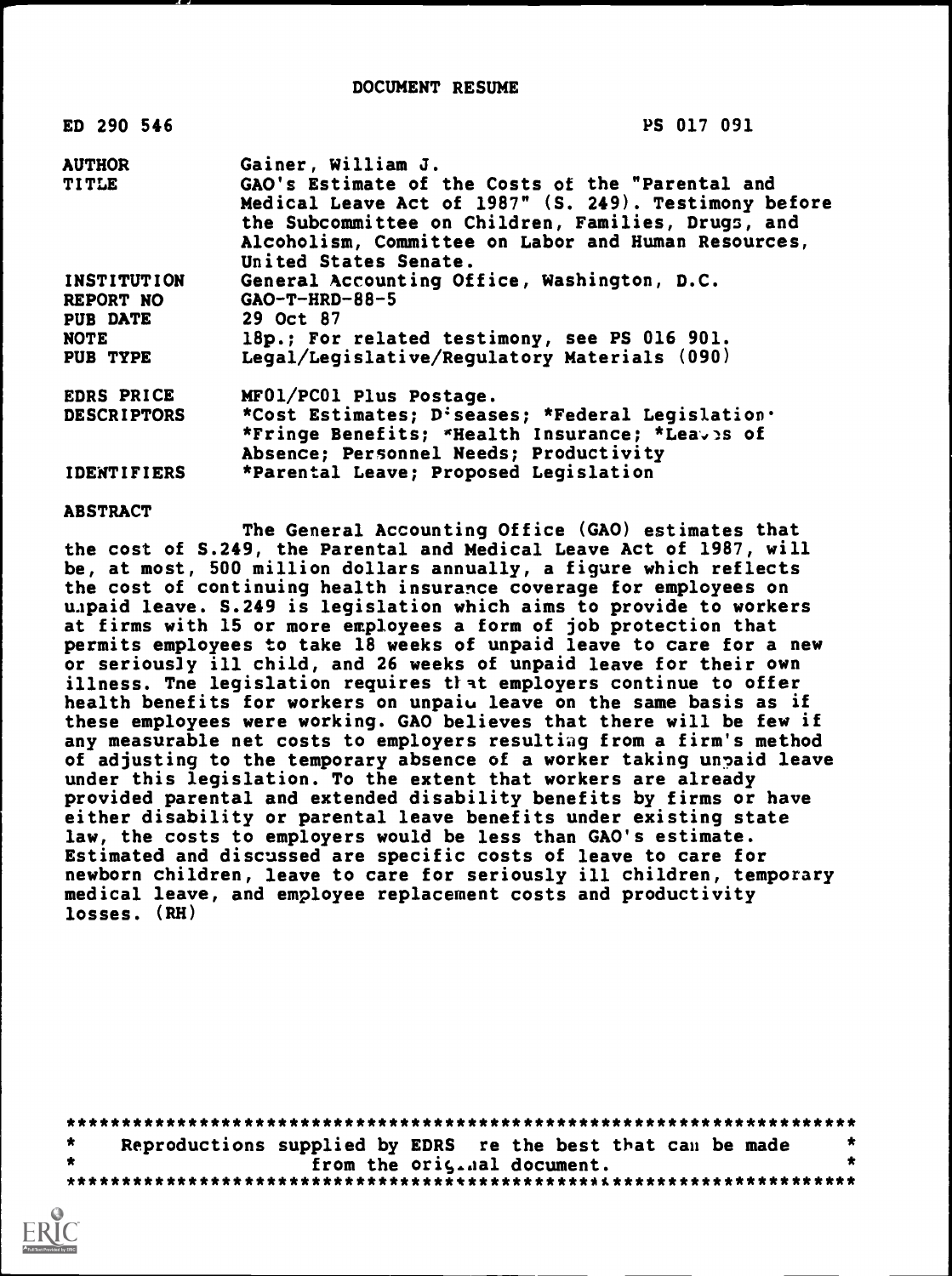DOCUMENT RESUME

| | |
|---|---|
| ED 290 546 | PS 017 091 |
| AUTHOR | Gainer, William J. |
| TITLE | GAO's Estimate of the Costs of the "Parental and Medical Leave Act of 1987" (S. 249). Testimony before the Subcommittee on Children, Families, Drugs, and Alcoholism, Committee on Labor and Human Resources, United States Senate. |
| INSTITUTION | General Accounting Office, Washington, D.C. |
| REPORT NO | GAO-T-HRD-88-5 |
| PUB DATE | 29 Oct 87 |
| NOTE | 18p.; For related testimony, see PS 016 901. |
| PUB TYPE | Legal/Legislative/Regulatory Materials (090) |
| EDRS PRICE | MF01/PC01 Plus Postage. |
| DESCRIPTORS | *Cost Estimates; Diseases; *Federal Legislation; *Fringe Benefits; *Health Insurance; *Leaves of Absence; Personnel Needs; Productivity |
| IDENTIFIERS | *Parental Leave; Proposed Legislation |

ABSTRACT

The General Accounting Office (GAO) estimates that the cost of S.249, the Parental and Medical Leave Act of 1987, will be, at most, 500 million dollars annually, a figure which reflects the cost of continuing health insurance coverage for employees on unpaid leave. S.249 is legislation which aims to provide to workers at firms with 15 or more employees a form of job protection that permits employees to take 18 weeks of unpaid leave to care for a new or seriously ill child, and 26 weeks of unpaid leave for their own illness. The legislation requires that employers continue to offer health benefits for workers on unpaid leave on the same basis as if these employees were working. GAO believes that there will be few if any measurable net costs to employers resulting from a firm's method of adjusting to the temporary absence of a worker taking unpaid leave under this legislation. To the extent that workers are already provided parental and extended disability benefits by firms or have either disability or parental leave benefits under existing state law, the costs to employers would be less than GAO's estimate. Estimated and discussed are specific costs of leave to care for newborn children, leave to care for seriously ill children, temporary medical leave, and employee replacement costs and productivity losses. (RH)

***********************************************************************
* Reproductions supplied by EDRS are the best that can be made *
* from the original document. *
***********************************************************************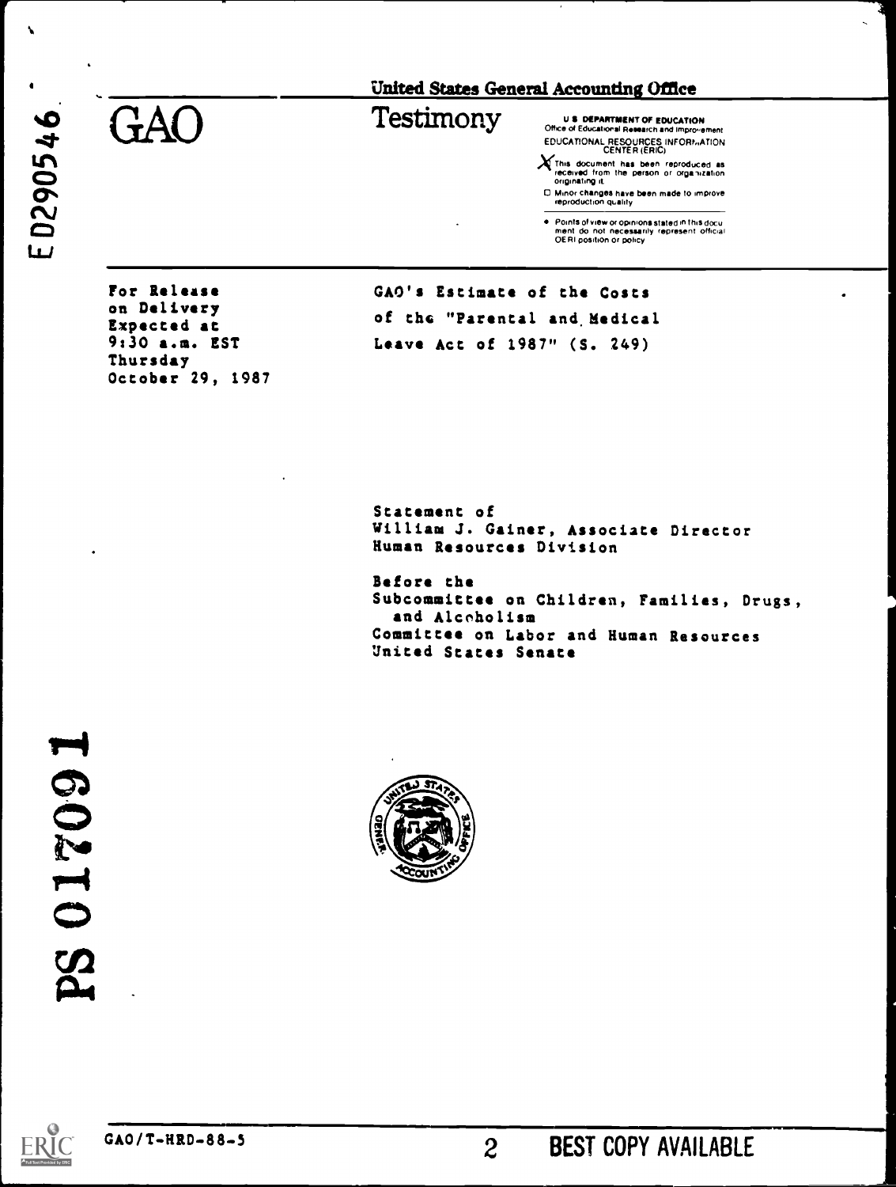ED290546

# GAO

**United States General Accounting Office**

## Testimony

U.S. DEPARTMENT OF EDUCATION
Office of Educational Research and Improvement
EDUCATIONAL RESOURCES INFORMATION CENTER (ERIC)

- [X] This document has been reproduced as received from the person or organization originating it.
- [ ] Minor changes have been made to improve reproduction quality.

- Points of view or opinions stated in this document do not necessarily represent official OERI position or policy

For Release
on Delivery
Expected at
9:30 a.m. EST
Thursday
October 29, 1987

GAO's Estimate of the Costs
of the "Parental and Medical
Leave Act of 1987" (S. 249)

Statement of
William J. Gainer, Associate Director
Human Resources Division

Before the
Subcommittee on Children, Families, Drugs,
and Alcoholism
Committee on Labor and Human Resources
United States Senate

PS 017091

GAO/T-HRD-88-5

BEST COPY AVAILABLE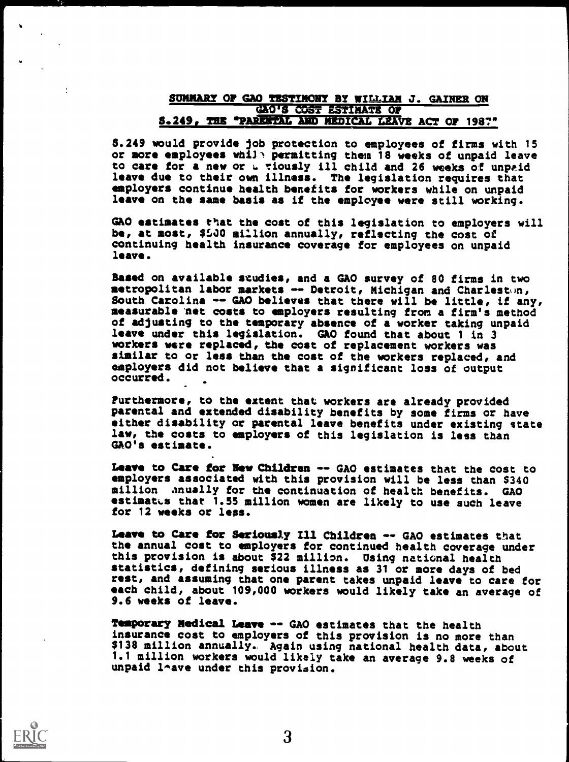## SUMMARY OF GAO TESTIMONY BY WILLIAM J. GAINER ON GAO'S COST ESTIMATE OF S.249, THE "PARENTAL AND MEDICAL LEAVE ACT OF 1987"

S.249 would provide job protection to employees of firms with 15 or more employees while permitting them 18 weeks of unpaid leave to care for a new or seriously ill child and 26 weeks of unpaid leave due to their own illness. The legislation requires that employers continue health benefits for workers while on unpaid leave on the same basis as if the employee were still working.

GAO estimates that the cost of this legislation to employers will be, at most, $500 million annually, reflecting the cost of continuing health insurance coverage for employees on unpaid leave.

Based on available studies, and a GAO survey of 80 firms in two metropolitan labor markets -- Detroit, Michigan and Charleston, South Carolina -- GAO believes that there will be little, if any, measurable net costs to employers resulting from a firm's method of adjusting to the temporary absence of a worker taking unpaid leave under this legislation. GAO found that about 1 in 3 workers were replaced, the cost of replacement workers was similar to or less than the cost of the workers replaced, and employers did not believe that a significant loss of output occurred.

Furthermore, to the extent that workers are already provided parental and extended disability benefits by some firms or have either disability or parental leave benefits under existing state law, the costs to employers of this legislation is less than GAO's estimate.

**Leave to Care for New Children** -- GAO estimates that the cost to employers associated with this provision will be less than $340 million annually for the continuation of health benefits. GAO estimates that 1.55 million women are likely to use such leave for 12 weeks or less.

**Leave to Care for Seriously Ill Children** -- GAO estimates that the annual cost to employers for continued health coverage under this provision is about $22 million. Using national health statistics, defining serious illness as 31 or more days of bed rest, and assuming that one parent takes unpaid leave to care for each child, about 109,000 workers would likely take an average of 9.6 weeks of leave.

**Temporary Medical Leave** -- GAO estimates that the health insurance cost to employers of this provision is no more than $138 million annually. Again using national health data, about 1.1 million workers would likely take an average 9.8 weeks of unpaid leave under this provision.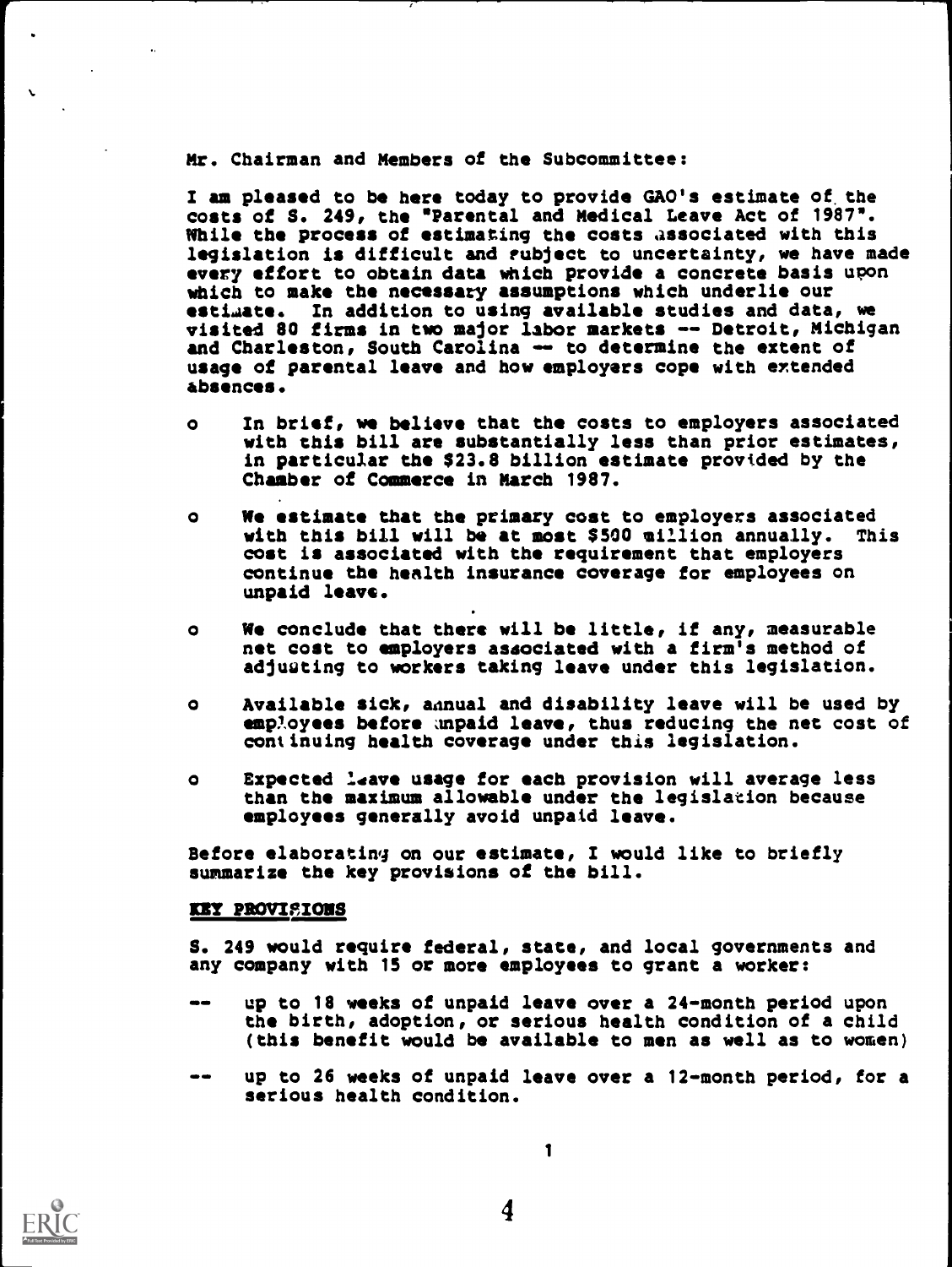Mr. Chairman and Members of the Subcommittee:

I am pleased to be here today to provide GAO's estimate of the costs of S. 249, the "Parental and Medical Leave Act of 1987". While the process of estimating the costs associated with this legislation is difficult and subject to uncertainty, we have made every effort to obtain data which provide a concrete basis upon which to make the necessary assumptions which underlie our estimate. In addition to using available studies and data, we visited 80 firms in two major labor markets -- Detroit, Michigan and Charleston, South Carolina -- to determine the extent of usage of parental leave and how employers cope with extended absences.

- o In brief, we believe that the costs to employers associated with this bill are substantially less than prior estimates, in particular the $23.8 billion estimate provided by the Chamber of Commerce in March 1987.
- o We estimate that the primary cost to employers associated with this bill will be at most $500 million annually. This cost is associated with the requirement that employers continue the health insurance coverage for employees on unpaid leave.
- o We conclude that there will be little, if any, measurable net cost to employers associated with a firm's method of adjusting to workers taking leave under this legislation.
- o Available sick, annual and disability leave will be used by employees before unpaid leave, thus reducing the net cost of continuing health coverage under this legislation.
- o Expected leave usage for each provision will average less than the maximum allowable under the legislation because employees generally avoid unpaid leave.

Before elaborating on our estimate, I would like to briefly summarize the key provisions of the bill.

## KEY PROVISIONS

S. 249 would require federal, state, and local governments and any company with 15 or more employees to grant a worker:

- -- up to 18 weeks of unpaid leave over a 24-month period upon the birth, adoption, or serious health condition of a child (this benefit would be available to men as well as to women)
- -- up to 26 weeks of unpaid leave over a 12-month period, for a serious health condition.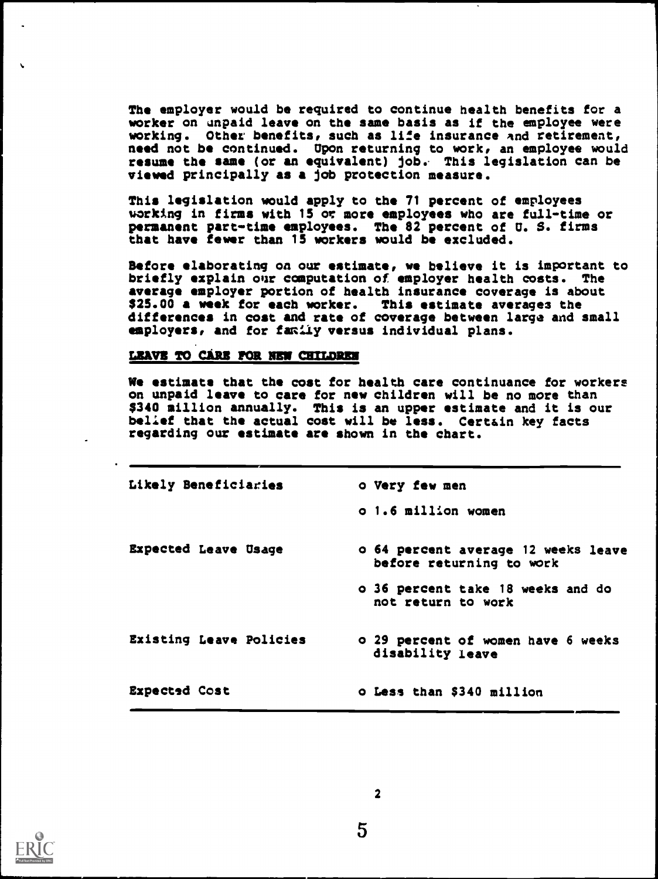The employer would be required to continue health benefits for a worker on unpaid leave on the same basis as if the employee were working. Other benefits, such as life insurance and retirement, need not be continued. Upon returning to work, an employee would resume the same (or an equivalent) job. This legislation can be viewed principally as a job protection measure.

This legislation would apply to the 71 percent of employees working in firms with 15 or more employees who are full-time or permanent part-time employees. The 82 percent of U. S. firms that have fewer than 15 workers would be excluded.

Before elaborating on our estimate, we believe it is important to briefly explain our computation of employer health costs. The average employer portion of health insurance coverage is about $25.00 a week for each worker. This estimate averages the differences in cost and rate of coverage between large and small employers, and for family versus individual plans.

## LEAVE TO CARE FOR NEW CHILDREN

We estimate that the cost for health care continuance for workers on unpaid leave to care for new children will be no more than $340 million annually. This is an upper estimate and it is our belief that the actual cost will be less. Certain key facts regarding our estimate are shown in the chart.

| | |
|---|---|
| Likely Beneficiaries | o Very few men |
| | o 1.6 million women |
| Expected Leave Usage | o 64 percent average 12 weeks leave before returning to work |
| | o 36 percent take 18 weeks and do not return to work |
| Existing Leave Policies | o 29 percent of women have 6 weeks disability leave |
| Expected Cost | o Less than $340 million |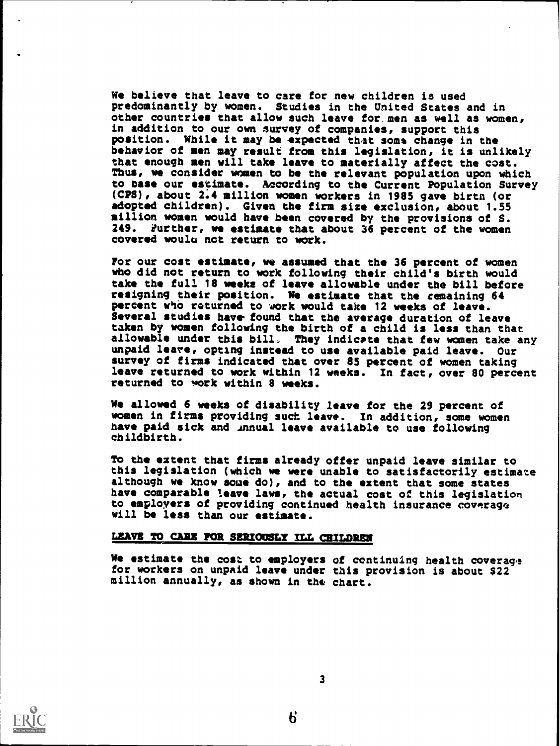We believe that leave to care for new children is used predominantly by women. Studies in the United States and in other countries that allow such leave for men as well as women, in addition to our own survey of companies, support this position. While it may be expected that some change in the behavior of men may result from this legislation, it is unlikely that enough men will take leave to materially affect the cost. Thus, we consider women to be the relevant population upon which to base our estimate. According to the Current Population Survey (CPS), about 2.4 million women workers in 1985 gave birth (or adopted children). Given the firm size exclusion, about 1.55 million women would have been covered by the provisions of S. 249. Further, we estimate that about 36 percent of the women covered would not return to work.

For our cost estimate, we assumed that the 36 percent of women who did not return to work following their child's birth would take the full 18 weeks of leave allowable under the bill before resigning their position. We estimate that the remaining 64 percent who returned to work would take 12 weeks of leave. Several studies have found that the average duration of leave taken by women following the birth of a child is less than that allowable under this bill. They indicate that few women take any unpaid leave, opting instead to use available paid leave. Our survey of firms indicated that over 85 percent of women taking leave returned to work within 12 weeks. In fact, over 80 percent returned to work within 8 weeks.

We allowed 6 weeks of disability leave for the 29 percent of women in firms providing such leave. In addition, some women have paid sick and annual leave available to use following childbirth.

To the extent that firms already offer unpaid leave similar to this legislation (which we were unable to satisfactorily estimate although we know some do), and to the extent that some states have comparable leave laws, the actual cost of this legislation to employers of providing continued health insurance coverage will be less than our estimate.

## LEAVE TO CARE FOR SERIOUSLY ILL CHILDREN

We estimate the cost to employers of continuing health coverage for workers on unpaid leave under this provision is about $22 million annually, as shown in the chart.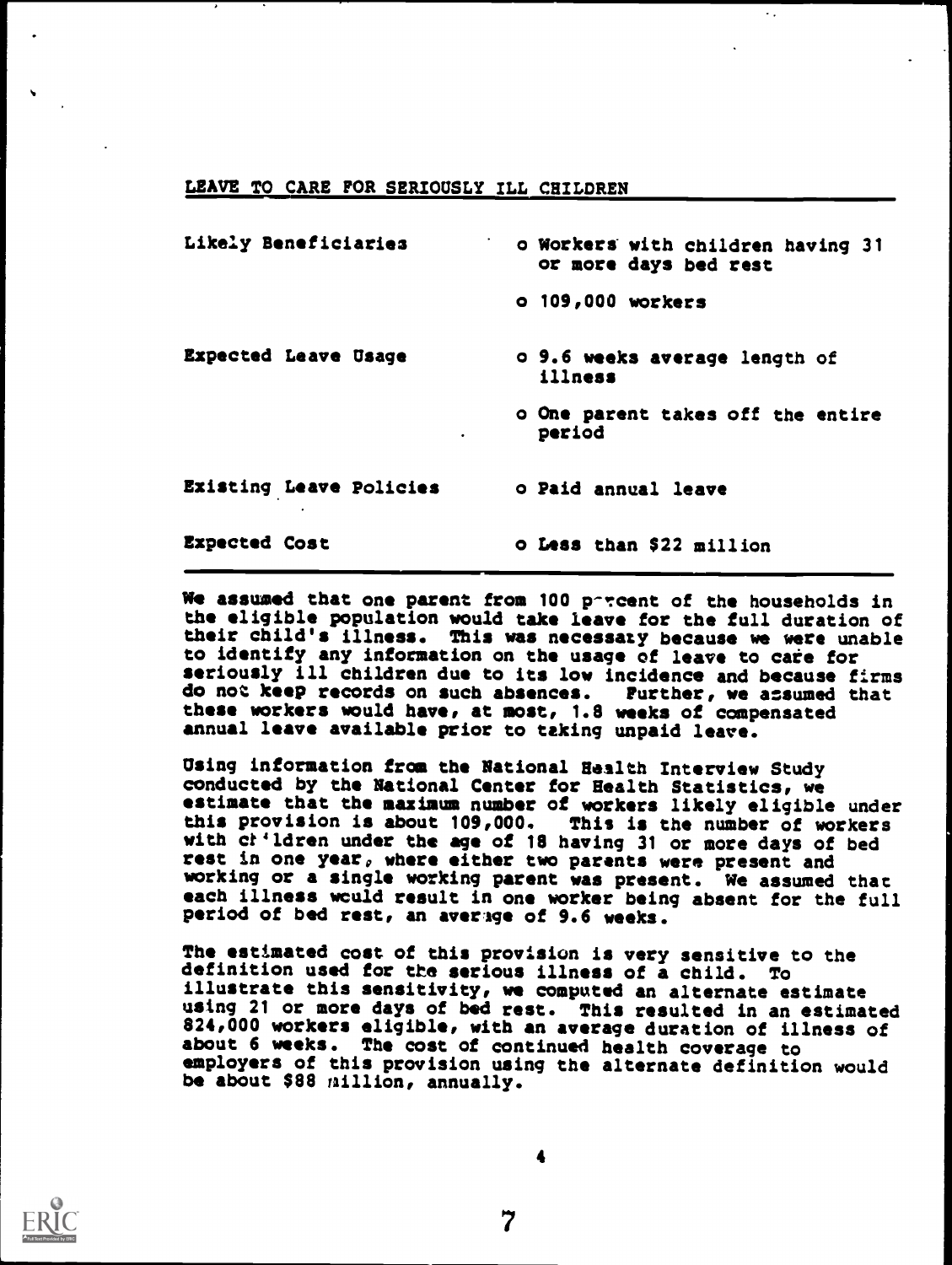## LEAVE TO CARE FOR SERIOUSLY ILL CHILDREN

| | |
|---|---|
| Likely Beneficiaries | o Workers with children having 31 or more days bed rest |
| | o 109,000 workers |
| Expected Leave Usage | o 9.6 weeks average length of illness |
| | o One parent takes off the entire period |
| Existing Leave Policies | o Paid annual leave |
| Expected Cost | o Less than $22 million |

We assumed that one parent from 100 percent of the households in the eligible population would take leave for the full duration of their child's illness. This was necessary because we were unable to identify any information on the usage of leave to care for seriously ill children due to its low incidence and because firms do not keep records on such absences. Further, we assumed that these workers would have, at most, 1.8 weeks of compensated annual leave available prior to taking unpaid leave.

Using information from the National Health Interview Study conducted by the National Center for Health Statistics, we estimate that the maximum number of workers likely eligible under this provision is about 109,000. This is the number of workers with children under the age of 18 having 31 or more days of bed rest in one year, where either two parents were present and working or a single working parent was present. We assumed that each illness would result in one worker being absent for the full period of bed rest, an average of 9.6 weeks.

The estimated cost of this provision is very sensitive to the definition used for the serious illness of a child. To illustrate this sensitivity, we computed an alternate estimate using 21 or more days of bed rest. This resulted in an estimated 824,000 workers eligible, with an average duration of illness of about 6 weeks. The cost of continued health coverage to employers of this provision using the alternate definition would be about $88 million, annually.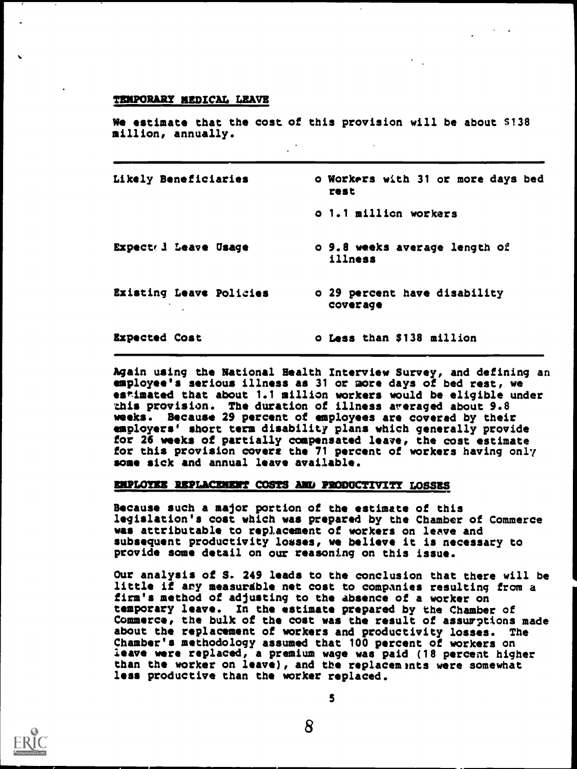## TEMPORARY MEDICAL LEAVE

We estimate that the cost of this provision will be about $138 million, annually.

| | |
|---|---|
| Likely Beneficiaries | o Workers with 31 or more days bed rest<br>o 1.1 million workers |
| Expected Leave Usage | o 9.8 weeks average length of illness |
| Existing Leave Policies | o 29 percent have disability coverage |
| Expected Cost | o Less than $138 million |

Again using the National Health Interview Survey, and defining an employee's serious illness as 31 or more days of bed rest, we estimated that about 1.1 million workers would be eligible under this provision. The duration of illness averaged about 9.8 weeks. Because 29 percent of employees are covered by their employers' short term disability plans which generally provide for 26 weeks of partially compensated leave, the cost estimate for this provision covers the 71 percent of workers having only some sick and annual leave available.

## EMPLOYEE REPLACEMENT COSTS AND PRODUCTIVITY LOSSES

Because such a major portion of the estimate of this legislation's cost which was prepared by the Chamber of Commerce was attributable to replacement of workers on leave and subsequent productivity losses, we believe it is necessary to provide some detail on our reasoning on this issue.

Our analysis of S. 249 leads to the conclusion that there will be little if any measurable net cost to companies resulting from a firm's method of adjusting to the absence of a worker on temporary leave. In the estimate prepared by the Chamber of Commerce, the bulk of the cost was the result of assumptions made about the replacement of workers and productivity losses. The Chamber's methodology assumed that 100 percent of workers on leave were replaced, a premium wage was paid (18 percent higher than the worker on leave), and the replacements were somewhat less productive than the worker replaced.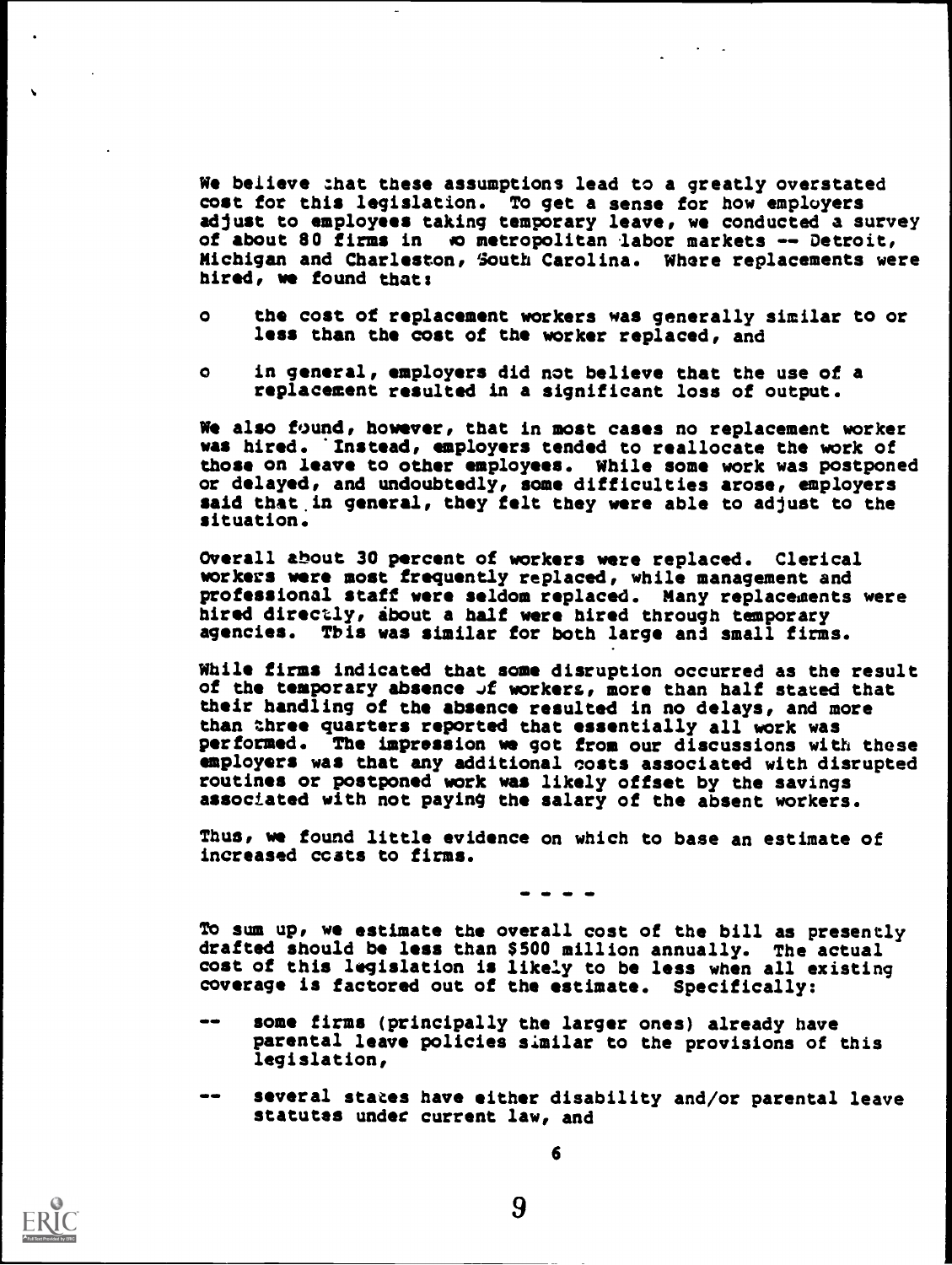We believe that these assumptions lead to a greatly overstated cost for this legislation. To get a sense for how employers adjust to employees taking temporary leave, we conducted a survey of about 80 firms in two metropolitan labor markets -- Detroit, Michigan and Charleston, South Carolina. Where replacements were hired, we found that:

- the cost of replacement workers was generally similar to or less than the cost of the worker replaced, and
- in general, employers did not believe that the use of a replacement resulted in a significant loss of output.

We also found, however, that in most cases no replacement worker was hired. Instead, employers tended to reallocate the work of those on leave to other employees. While some work was postponed or delayed, and undoubtedly, some difficulties arose, employers said that in general, they felt they were able to adjust to the situation.

Overall about 30 percent of workers were replaced. Clerical workers were most frequently replaced, while management and professional staff were seldom replaced. Many replacements were hired directly, about a half were hired through temporary agencies. This was similar for both large and small firms.

While firms indicated that some disruption occurred as the result of the temporary absence of workers, more than half stated that their handling of the absence resulted in no delays, and more than three quarters reported that essentially all work was performed. The impression we got from our discussions with these employers was that any additional costs associated with disrupted routines or postponed work was likely offset by the savings associated with not paying the salary of the absent workers.

Thus, we found little evidence on which to base an estimate of increased costs to firms.

- - - -

To sum up, we estimate the overall cost of the bill as presently drafted should be less than $500 million annually. The actual cost of this legislation is likely to be less when all existing coverage is factored out of the estimate. Specifically:

- some firms (principally the larger ones) already have parental leave policies similar to the provisions of this legislation,
- several states have either disability and/or parental leave statutes under current law, and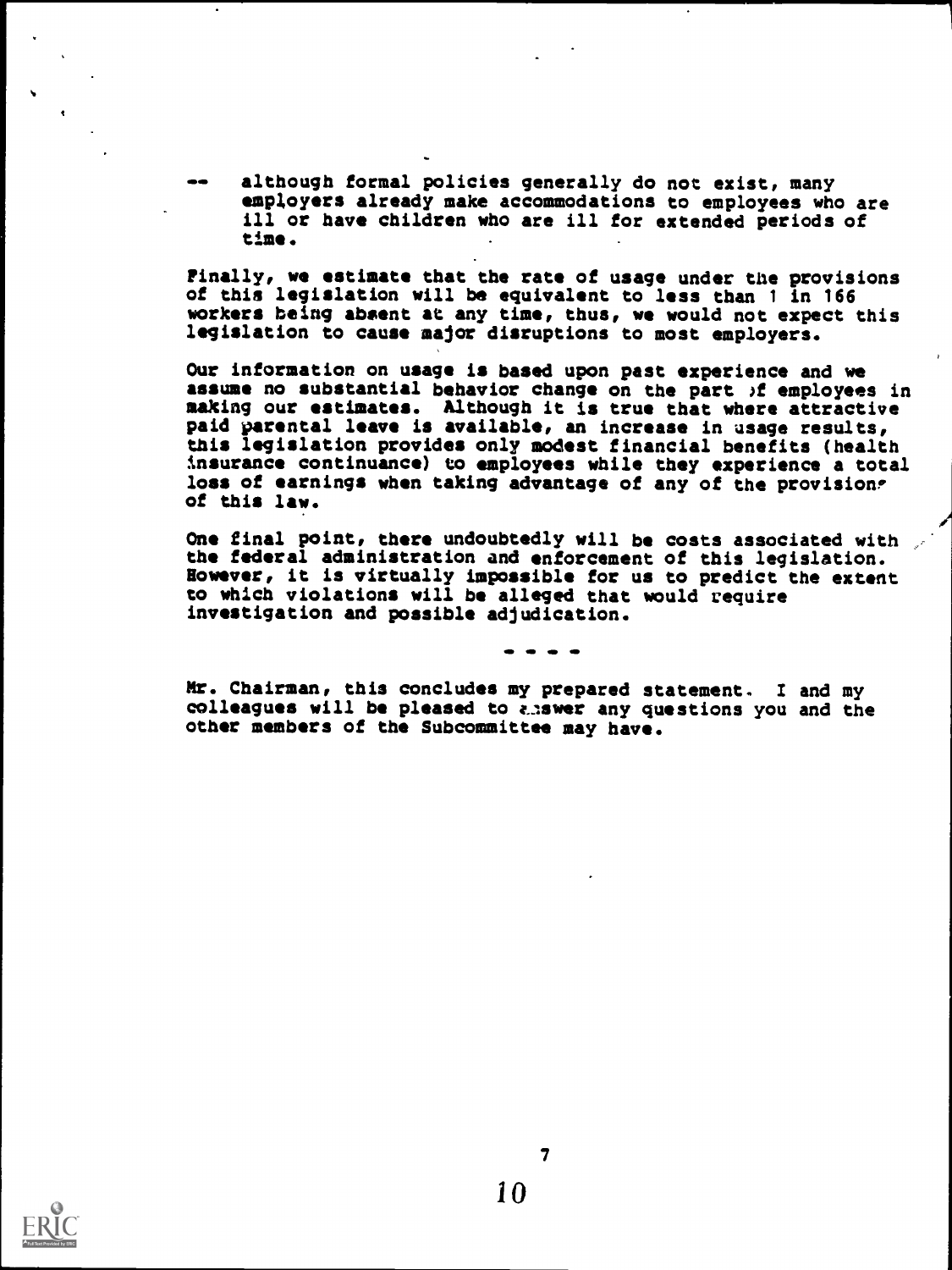-- although formal policies generally do not exist, many employers already make accommodations to employees who are ill or have children who are ill for extended periods of time.

Finally, we estimate that the rate of usage under the provisions of this legislation will be equivalent to less than 1 in 166 workers being absent at any time, thus, we would not expect this legislation to cause major disruptions to most employers.

Our information on usage is based upon past experience and we assume no substantial behavior change on the part of employees in making our estimates. Although it is true that where attractive paid parental leave is available, an increase in usage results, this legislation provides only modest financial benefits (health insurance continuance) to employees while they experience a total loss of earnings when taking advantage of any of the provisions of this law.

One final point, there undoubtedly will be costs associated with the federal administration and enforcement of this legislation. However, it is virtually impossible for us to predict the extent to which violations will be alleged that would require investigation and possible adjudication.

- - - -

Mr. Chairman, this concludes my prepared statement. I and my colleagues will be pleased to answer any questions you and the other members of the Subcommittee may have.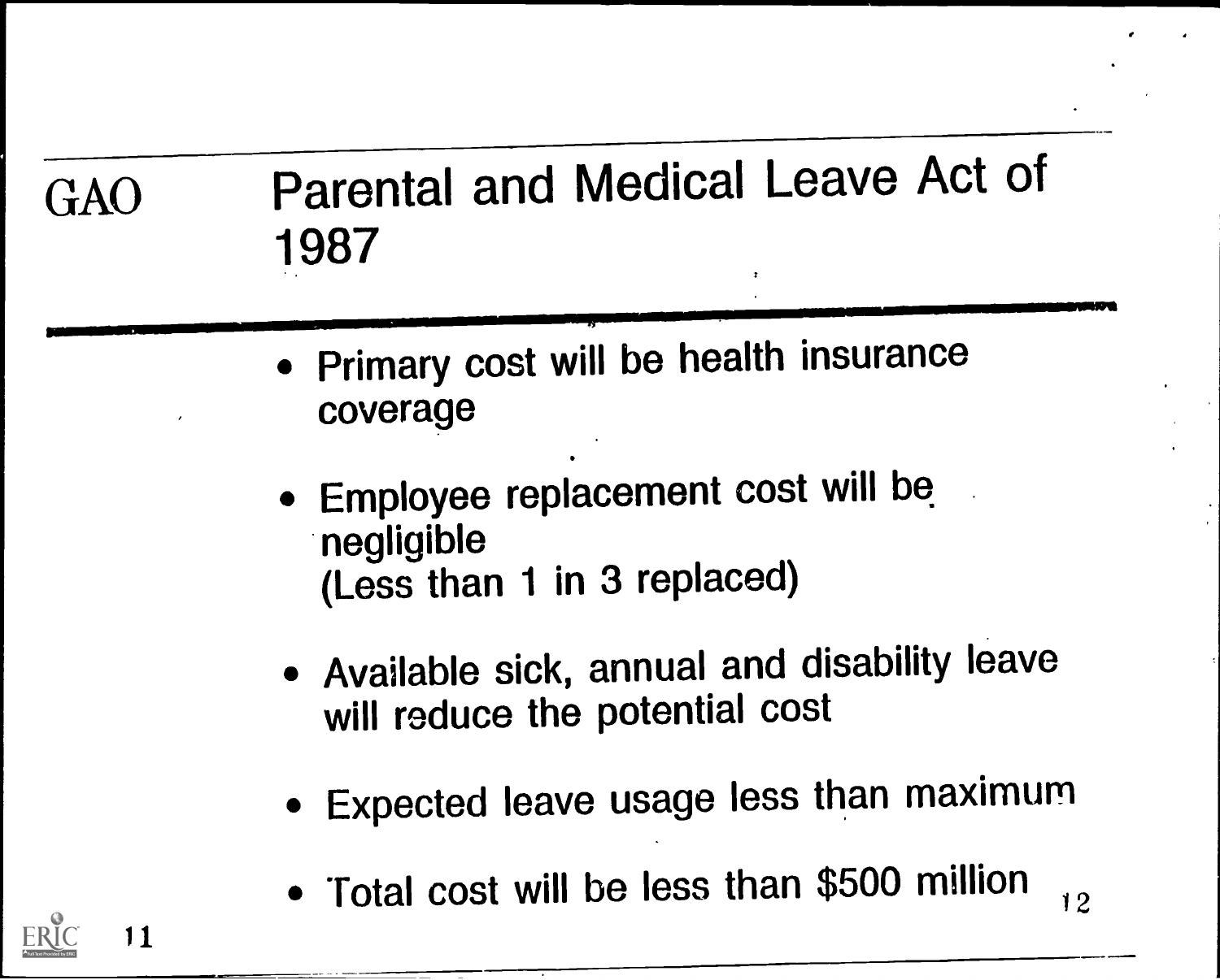# GAO Parental and Medical Leave Act of 1987

- Primary cost will be health insurance coverage
- Employee replacement cost will be negligible
  (Less than 1 in 3 replaced)
- Available sick, annual and disability leave will reduce the potential cost
- Expected leave usage less than maximum
- Total cost will be less than $500 million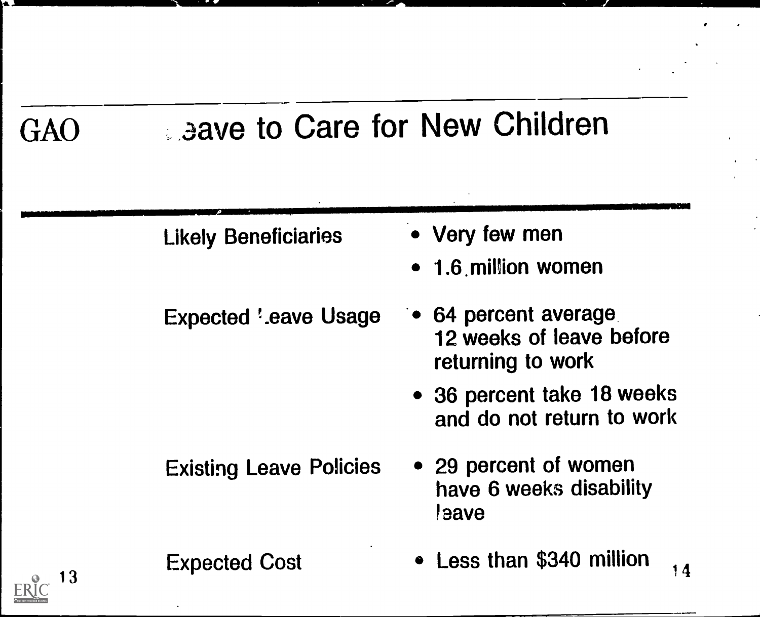GAO

# Leave to Care for New Children

| | |
|---|---|
| Likely Beneficiaries | • Very few men<br>• 1.6 million women |
| Expected Leave Usage | • 64 percent average 12 weeks of leave before returning to work<br>• 36 percent take 18 weeks and do not return to work |
| Existing Leave Policies | • 29 percent of women have 6 weeks disability leave |
| Expected Cost | • Less than $340 million |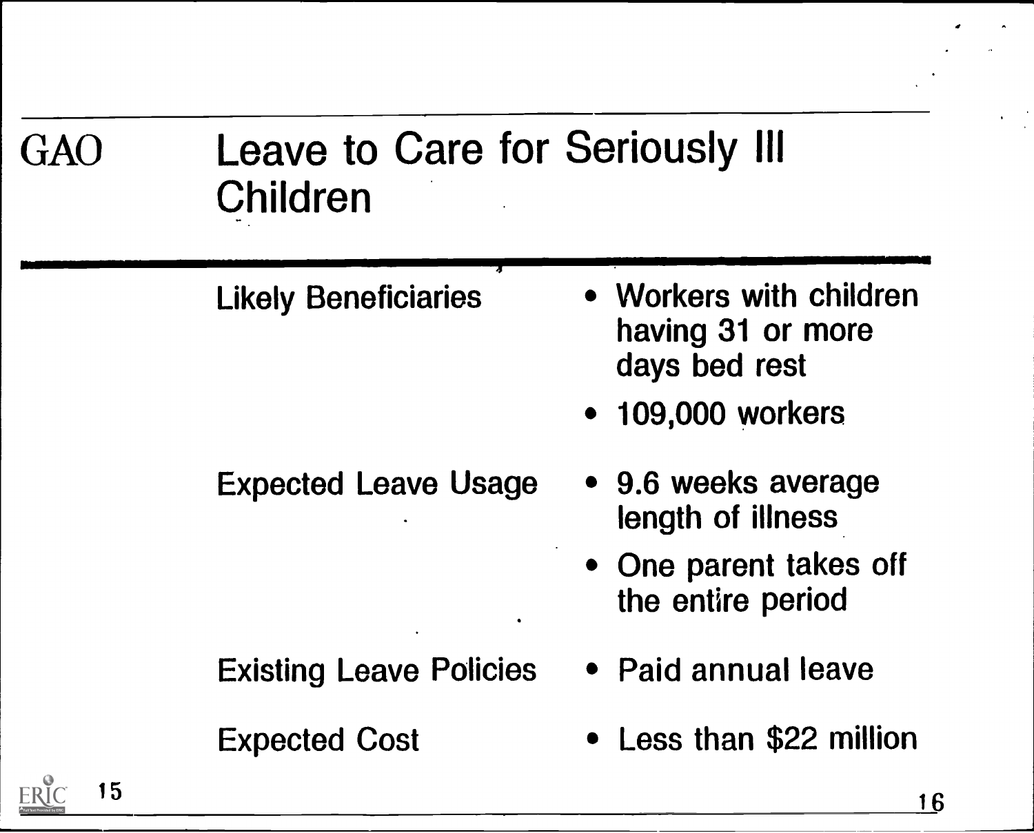# GAO Leave to Care for Seriously Ill Children

| | |
|---|---|
| Likely Beneficiaries | • Workers with children having 31 or more days bed rest<br>• 109,000 workers |
| Expected Leave Usage | • 9.6 weeks average length of illness<br>• One parent takes off the entire period |
| Existing Leave Policies | • Paid annual leave |
| Expected Cost | • Less than $22 million |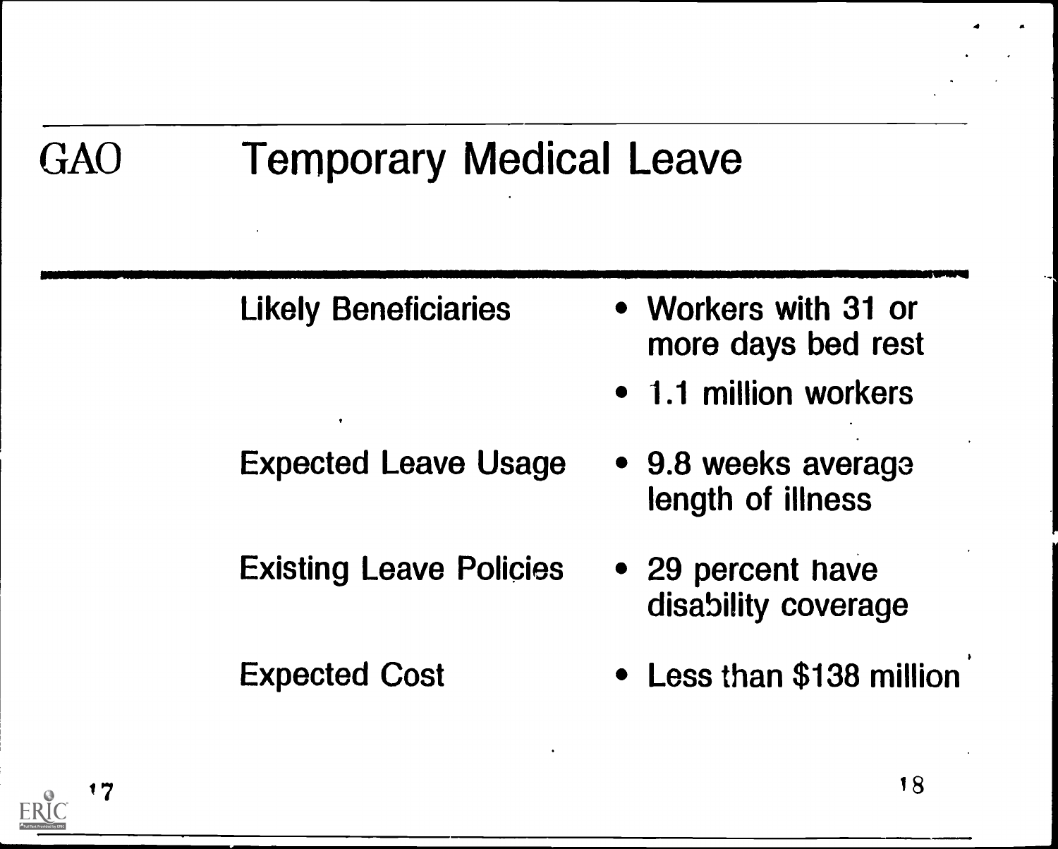# GAO Temporary Medical Leave

| | |
|---|---|
| Likely Beneficiaries | • Workers with 31 or more days bed rest<br>• 1.1 million workers |
| Expected Leave Usage | • 9.8 weeks average length of illness |
| Existing Leave Policies | • 29 percent have disability coverage |
| Expected Cost | • Less than $138 million |